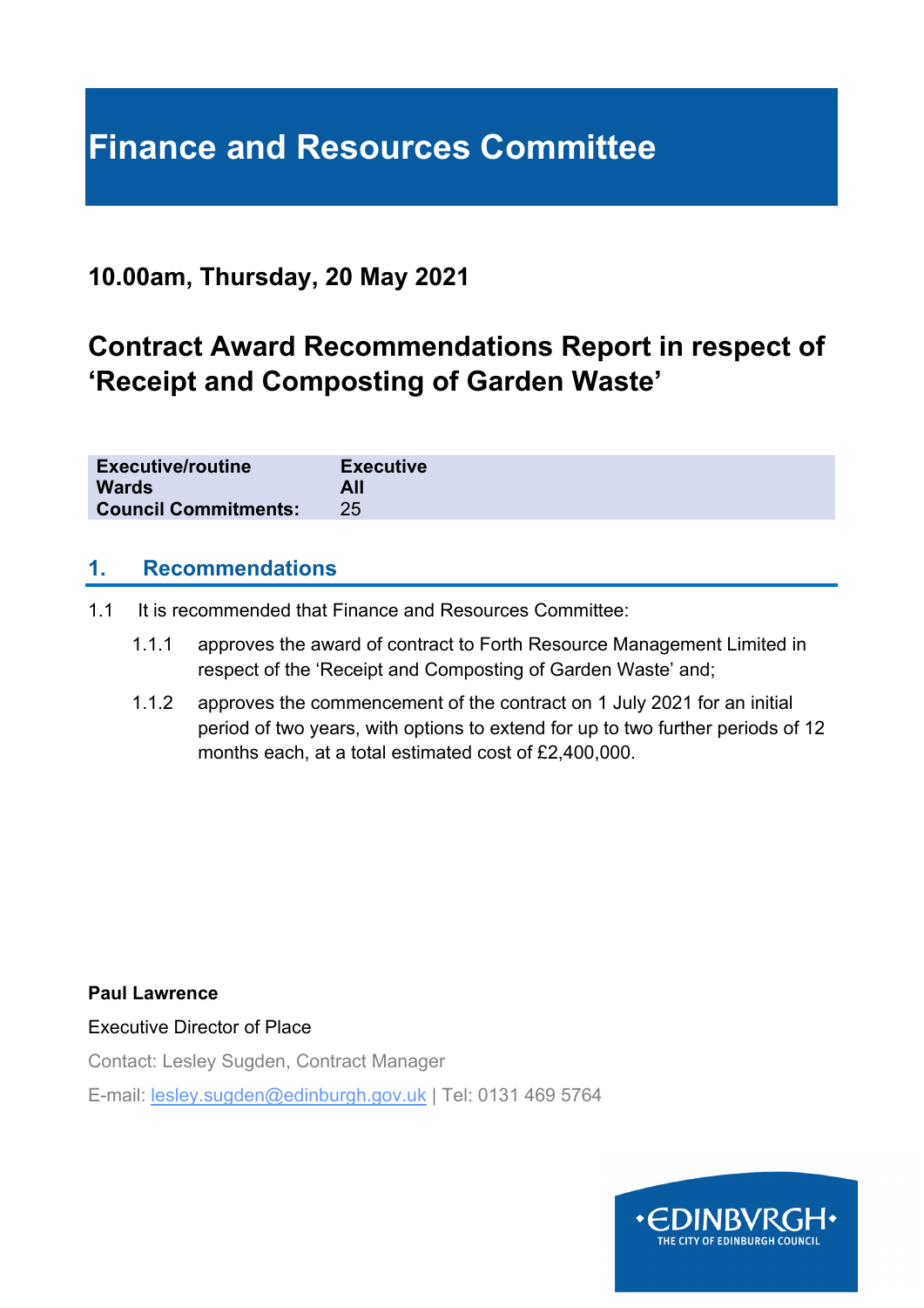# Finance and Resources Committee

## 10.00am, Thursday, 20 May 2021

## Contract Award Recommendations Report in respect of 'Receipt and Composting of Garden Waste'

| | |
|---|---|
| **Executive/routine** | **Executive** |
| **Wards** | **All** |
| **Council Commitments:** | 25 |

## 1. Recommendations

1.1 It is recommended that Finance and Resources Committee:

1.1.1 approves the award of contract to Forth Resource Management Limited in respect of the 'Receipt and Composting of Garden Waste' and;

1.1.2 approves the commencement of the contract on 1 July 2021 for an initial period of two years, with options to extend for up to two further periods of 12 months each, at a total estimated cost of £2,400,000.

**Paul Lawrence**

Executive Director of Place

Contact: Lesley Sugden, Contract Manager

E-mail: lesley.sugden@edinburgh.gov.uk | Tel: 0131 469 5764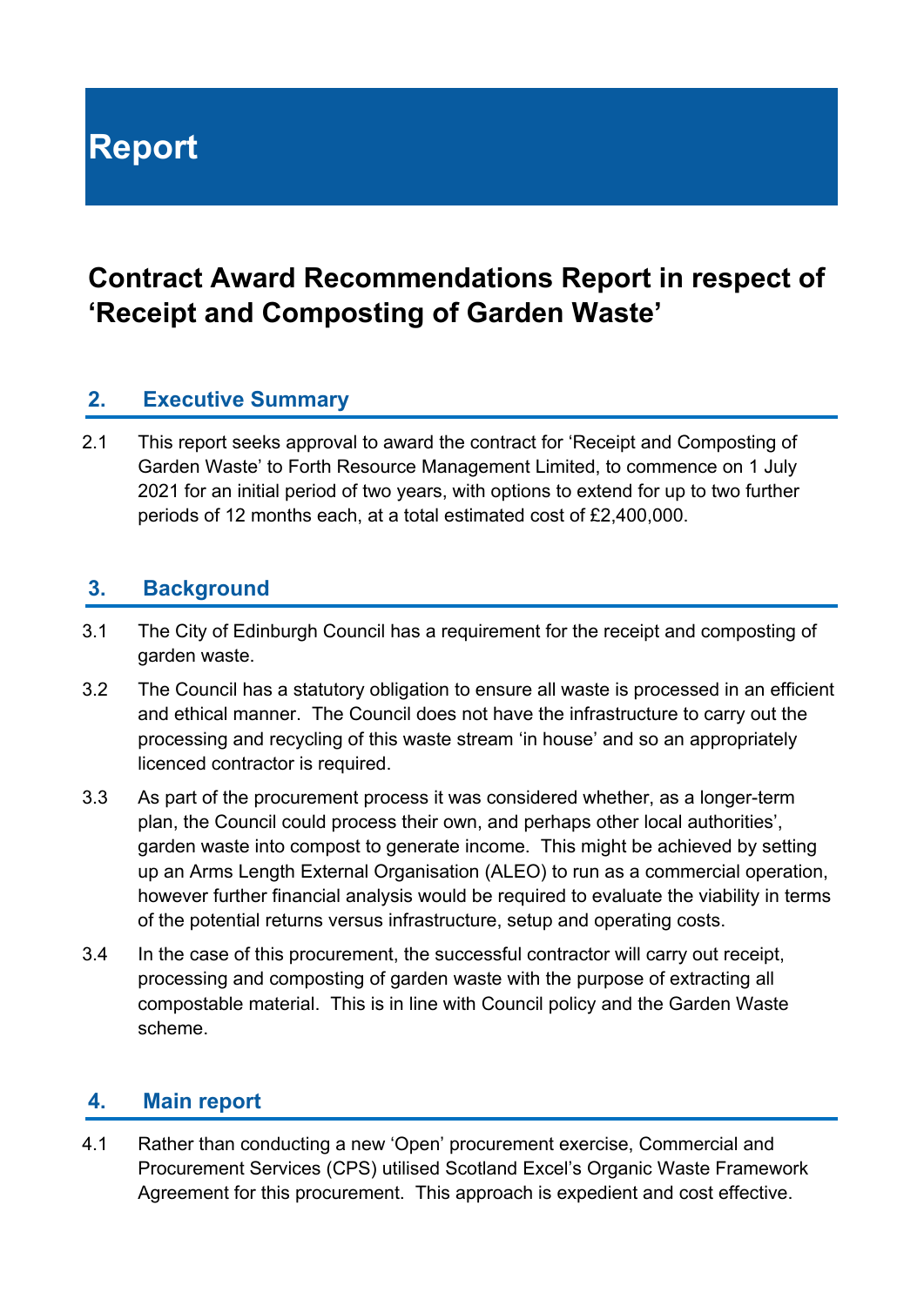# Report

## Contract Award Recommendations Report in respect of ‘Receipt and Composting of Garden Waste’

### 2. Executive Summary

2.1 This report seeks approval to award the contract for ‘Receipt and Composting of Garden Waste’ to Forth Resource Management Limited, to commence on 1 July 2021 for an initial period of two years, with options to extend for up to two further periods of 12 months each, at a total estimated cost of £2,400,000.

### 3. Background

3.1 The City of Edinburgh Council has a requirement for the receipt and composting of garden waste.

3.2 The Council has a statutory obligation to ensure all waste is processed in an efficient and ethical manner. The Council does not have the infrastructure to carry out the processing and recycling of this waste stream ‘in house’ and so an appropriately licenced contractor is required.

3.3 As part of the procurement process it was considered whether, as a longer-term plan, the Council could process their own, and perhaps other local authorities’, garden waste into compost to generate income. This might be achieved by setting up an Arms Length External Organisation (ALEO) to run as a commercial operation, however further financial analysis would be required to evaluate the viability in terms of the potential returns versus infrastructure, setup and operating costs.

3.4 In the case of this procurement, the successful contractor will carry out receipt, processing and composting of garden waste with the purpose of extracting all compostable material. This is in line with Council policy and the Garden Waste scheme.

### 4. Main report

4.1 Rather than conducting a new ‘Open’ procurement exercise, Commercial and Procurement Services (CPS) utilised Scotland Excel’s Organic Waste Framework Agreement for this procurement. This approach is expedient and cost effective.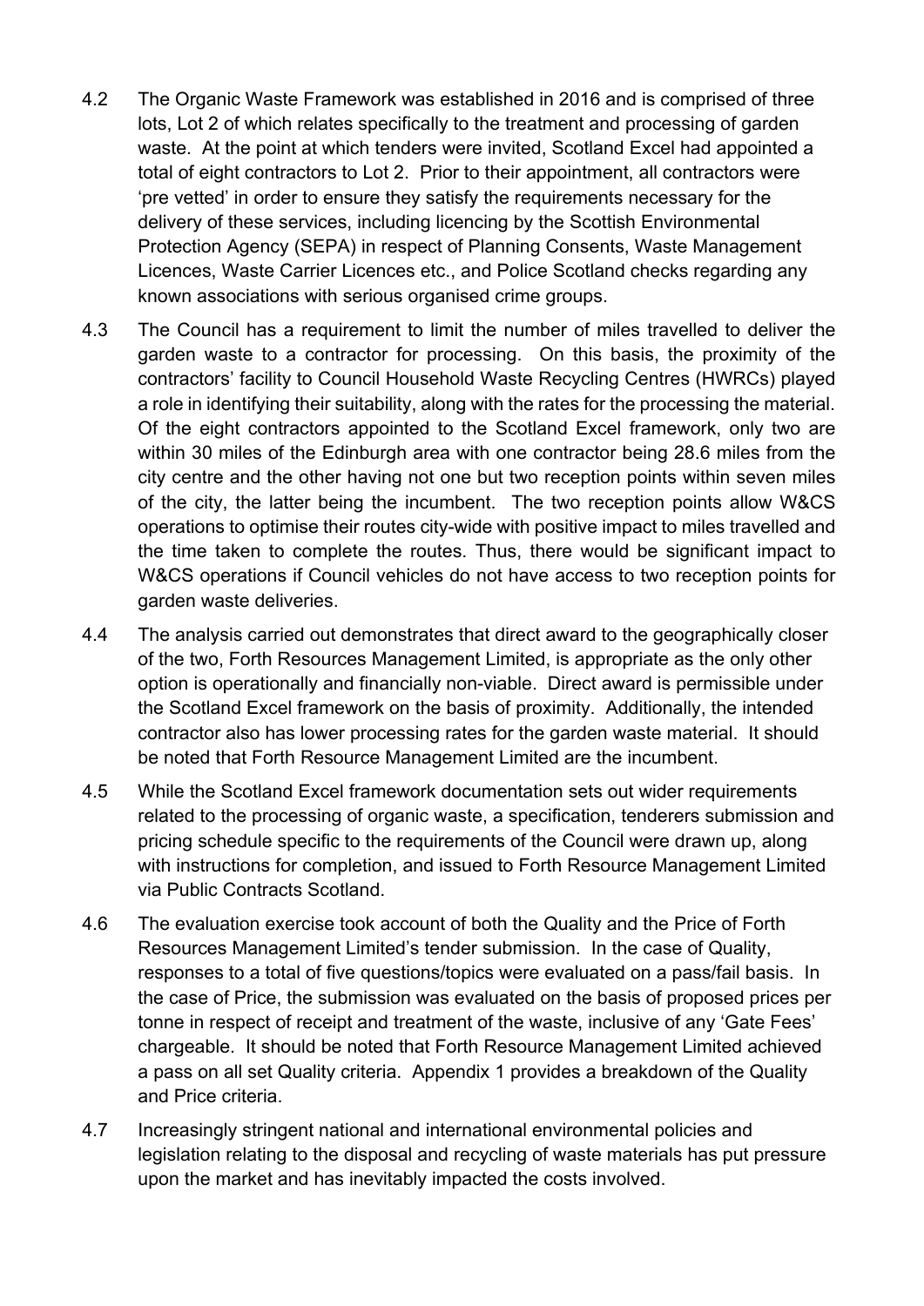4.2 The Organic Waste Framework was established in 2016 and is comprised of three lots, Lot 2 of which relates specifically to the treatment and processing of garden waste. At the point at which tenders were invited, Scotland Excel had appointed a total of eight contractors to Lot 2. Prior to their appointment, all contractors were 'pre vetted' in order to ensure they satisfy the requirements necessary for the delivery of these services, including licencing by the Scottish Environmental Protection Agency (SEPA) in respect of Planning Consents, Waste Management Licences, Waste Carrier Licences etc., and Police Scotland checks regarding any known associations with serious organised crime groups.

4.3 The Council has a requirement to limit the number of miles travelled to deliver the garden waste to a contractor for processing. On this basis, the proximity of the contractors' facility to Council Household Waste Recycling Centres (HWRCs) played a role in identifying their suitability, along with the rates for the processing the material. Of the eight contractors appointed to the Scotland Excel framework, only two are within 30 miles of the Edinburgh area with one contractor being 28.6 miles from the city centre and the other having not one but two reception points within seven miles of the city, the latter being the incumbent. The two reception points allow W&CS operations to optimise their routes city-wide with positive impact to miles travelled and the time taken to complete the routes. Thus, there would be significant impact to W&CS operations if Council vehicles do not have access to two reception points for garden waste deliveries.

4.4 The analysis carried out demonstrates that direct award to the geographically closer of the two, Forth Resources Management Limited, is appropriate as the only other option is operationally and financially non-viable. Direct award is permissible under the Scotland Excel framework on the basis of proximity. Additionally, the intended contractor also has lower processing rates for the garden waste material. It should be noted that Forth Resource Management Limited are the incumbent.

4.5 While the Scotland Excel framework documentation sets out wider requirements related to the processing of organic waste, a specification, tenderers submission and pricing schedule specific to the requirements of the Council were drawn up, along with instructions for completion, and issued to Forth Resource Management Limited via Public Contracts Scotland.

4.6 The evaluation exercise took account of both the Quality and the Price of Forth Resources Management Limited's tender submission. In the case of Quality, responses to a total of five questions/topics were evaluated on a pass/fail basis. In the case of Price, the submission was evaluated on the basis of proposed prices per tonne in respect of receipt and treatment of the waste, inclusive of any 'Gate Fees' chargeable. It should be noted that Forth Resource Management Limited achieved a pass on all set Quality criteria. Appendix 1 provides a breakdown of the Quality and Price criteria.

4.7 Increasingly stringent national and international environmental policies and legislation relating to the disposal and recycling of waste materials has put pressure upon the market and has inevitably impacted the costs involved.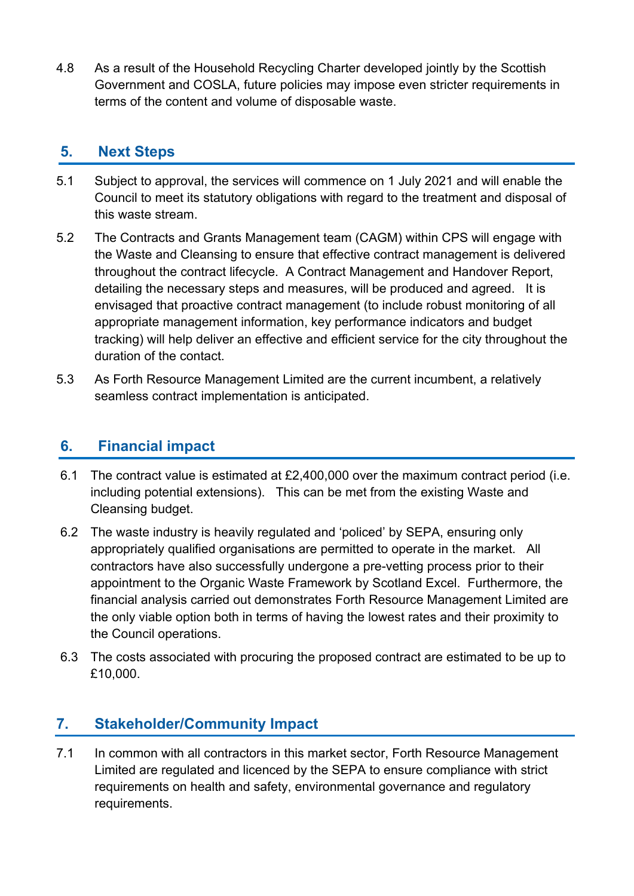4.8 As a result of the Household Recycling Charter developed jointly by the Scottish Government and COSLA, future policies may impose even stricter requirements in terms of the content and volume of disposable waste.

## 5. Next Steps

5.1 Subject to approval, the services will commence on 1 July 2021 and will enable the Council to meet its statutory obligations with regard to the treatment and disposal of this waste stream.

5.2 The Contracts and Grants Management team (CAGM) within CPS will engage with the Waste and Cleansing to ensure that effective contract management is delivered throughout the contract lifecycle. A Contract Management and Handover Report, detailing the necessary steps and measures, will be produced and agreed. It is envisaged that proactive contract management (to include robust monitoring of all appropriate management information, key performance indicators and budget tracking) will help deliver an effective and efficient service for the city throughout the duration of the contact.

5.3 As Forth Resource Management Limited are the current incumbent, a relatively seamless contract implementation is anticipated.

## 6. Financial impact

6.1 The contract value is estimated at £2,400,000 over the maximum contract period (i.e. including potential extensions). This can be met from the existing Waste and Cleansing budget.

6.2 The waste industry is heavily regulated and 'policed' by SEPA, ensuring only appropriately qualified organisations are permitted to operate in the market. All contractors have also successfully undergone a pre-vetting process prior to their appointment to the Organic Waste Framework by Scotland Excel. Furthermore, the financial analysis carried out demonstrates Forth Resource Management Limited are the only viable option both in terms of having the lowest rates and their proximity to the Council operations.

6.3 The costs associated with procuring the proposed contract are estimated to be up to £10,000.

## 7. Stakeholder/Community Impact

7.1 In common with all contractors in this market sector, Forth Resource Management Limited are regulated and licenced by the SEPA to ensure compliance with strict requirements on health and safety, environmental governance and regulatory requirements.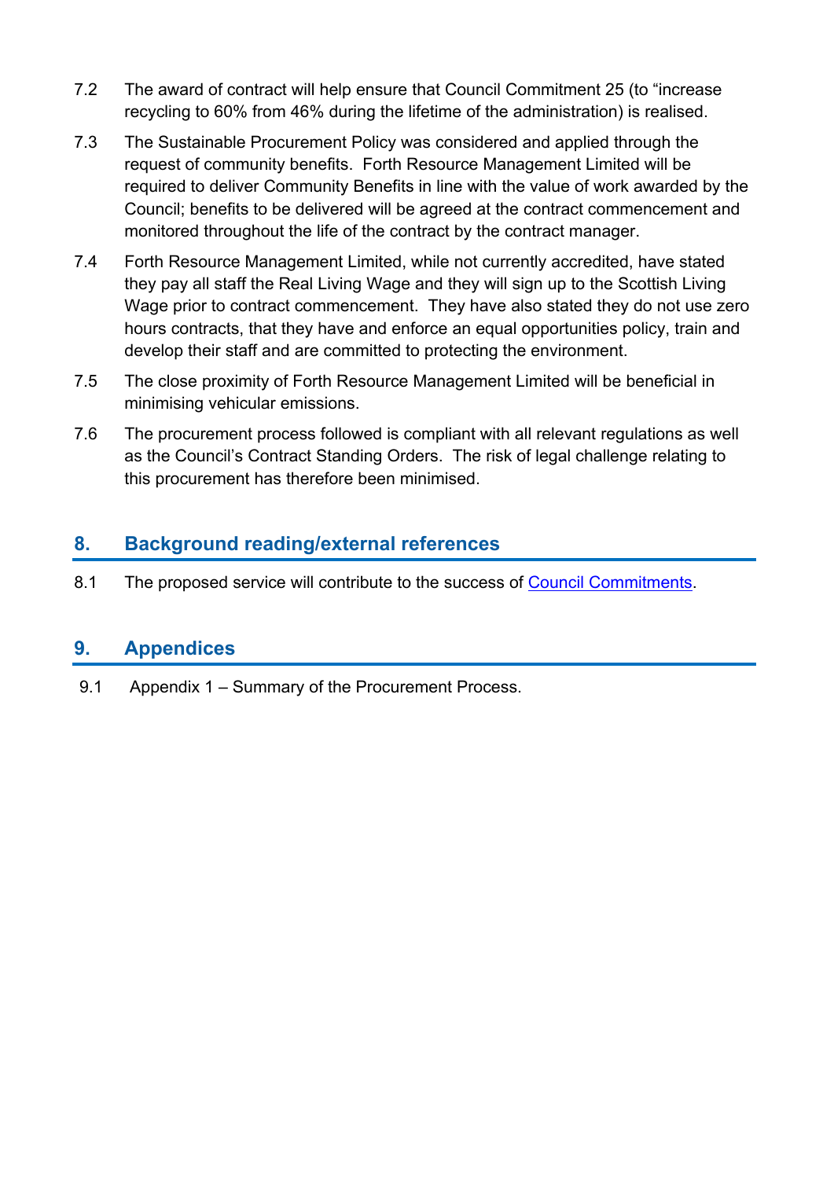7.2 The award of contract will help ensure that Council Commitment 25 (to "increase recycling to 60% from 46% during the lifetime of the administration) is realised.

7.3 The Sustainable Procurement Policy was considered and applied through the request of community benefits. Forth Resource Management Limited will be required to deliver Community Benefits in line with the value of work awarded by the Council; benefits to be delivered will be agreed at the contract commencement and monitored throughout the life of the contract by the contract manager.

7.4 Forth Resource Management Limited, while not currently accredited, have stated they pay all staff the Real Living Wage and they will sign up to the Scottish Living Wage prior to contract commencement. They have also stated they do not use zero hours contracts, that they have and enforce an equal opportunities policy, train and develop their staff and are committed to protecting the environment.

7.5 The close proximity of Forth Resource Management Limited will be beneficial in minimising vehicular emissions.

7.6 The procurement process followed is compliant with all relevant regulations as well as the Council's Contract Standing Orders. The risk of legal challenge relating to this procurement has therefore been minimised.

## 8. Background reading/external references

8.1 The proposed service will contribute to the success of Council Commitments.

## 9. Appendices

9.1 Appendix 1 – Summary of the Procurement Process.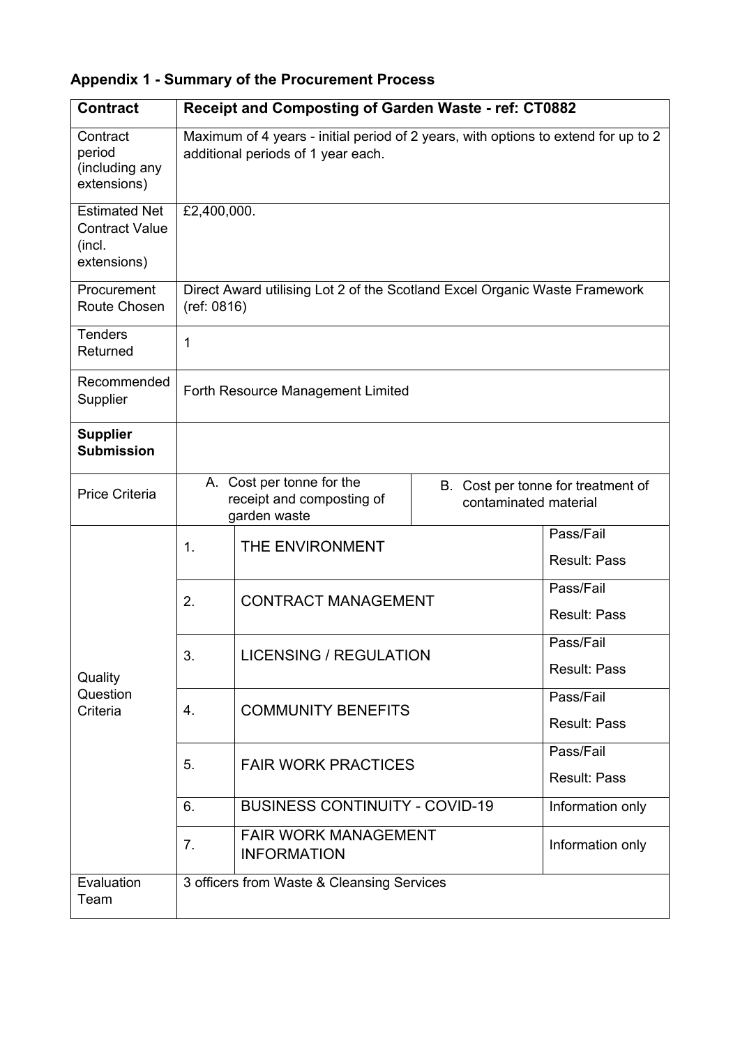**Appendix 1 - Summary of the Procurement Process**

| | | | |
|---|---|---|---|
| **Contract** | **Receipt and Composting of Garden Waste - ref: CT0882** | | |
| Contract period (including any extensions) | Maximum of 4 years - initial period of 2 years, with options to extend for up to 2 additional periods of 1 year each. | | |
| Estimated Net Contract Value (incl. extensions) | £2,400,000. | | |
| Procurement Route Chosen | Direct Award utilising Lot 2 of the Scotland Excel Organic Waste Framework (ref: 0816) | | |
| Tenders Returned | 1 | | |
| Recommended Supplier | Forth Resource Management Limited | | |
| **Supplier Submission** | | | |
| Price Criteria | A. Cost per tonne for the receipt and composting of garden waste | B. Cost per tonne for treatment of contaminated material | |
| Quality Question Criteria | 1. | THE ENVIRONMENT | Pass/Fail<br>Result: Pass |
| | 2. | CONTRACT MANAGEMENT | Pass/Fail<br>Result: Pass |
| | 3. | LICENSING / REGULATION | Pass/Fail<br>Result: Pass |
| | 4. | COMMUNITY BENEFITS | Pass/Fail<br>Result: Pass |
| | 5. | FAIR WORK PRACTICES | Pass/Fail<br>Result: Pass |
| | 6. | BUSINESS CONTINUITY - COVID-19 | Information only |
| | 7. | FAIR WORK MANAGEMENT INFORMATION | Information only |
| Evaluation Team | 3 officers from Waste & Cleansing Services | | |